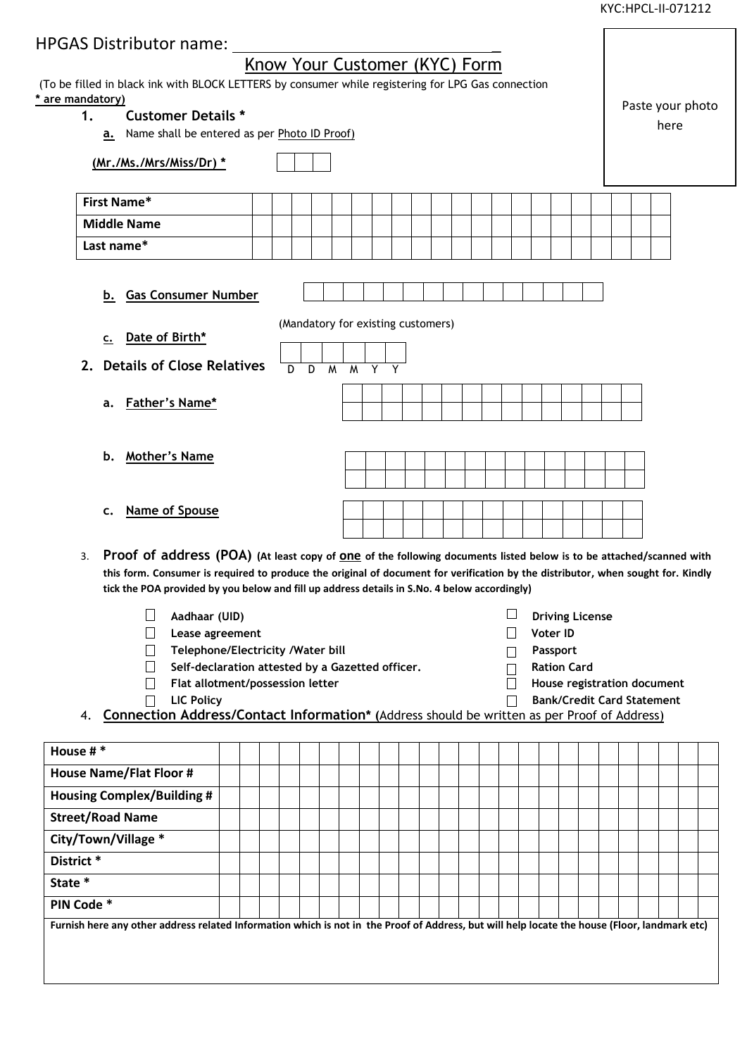KYC:HPCL-II-071212

HPGAS Distributor name: ___________________________

# Know Your Customer (KYC) Form

(To be filled in black ink with BLOCK LETTERS by consumer while registering for LPG Gas connection **\* are mandatory)**

Paste your photo here

## 1. Customer Details *

**a.** Name shall be entered as per Photo ID Proof)

**(Mr./Ms./Mrs/Miss/Dr) *** ☐☐☐

| First Name* | | | | | | | | | | | | | | | | | | | | |
|---|---|---|---|---|---|---|---|---|---|---|---|---|---|---|---|---|---|---|---|---|
| Middle Name | | | | | | | | | | | | | | | | | | | | |
| Last name* | | | | | | | | | | | | | | | | | | | | |

**b. Gas Consumer Number** ☐☐☐☐☐☐☐☐☐☐☐☐☐☐☐

(Mandatory for existing customers)

**c. Date of Birth*** ☐☐☐☐☐☐ D D M M Y Y

## 2. Details of Close Relatives

**a. Father's Name***

**b. Mother's Name**

**c. Name of Spouse**

## 3. Proof of address (POA)

**(At least copy of one of the following documents listed below is to be attached/scanned with this form. Consumer is required to produce the original of document for verification by the distributor, when sought for. Kindly tick the POA provided by you below and fill up address details in S.No. 4 below accordingly)**

- ☐ Aadhaar (UID)
- ☐ Lease agreement
- ☐ Telephone/Electricity /Water bill
- ☐ Self-declaration attested by a Gazetted officer.
- ☐ Flat allotment/possession letter
- ☐ LIC Policy
- ☐ Driving License
- ☐ Voter ID
- ☐ Passport
- ☐ Ration Card
- ☐ House registration document
- ☐ Bank/Credit Card Statement

## 4. Connection Address/Contact Information* (Address should be written as per Proof of Address)

| House # * | |
|---|---|
| House Name/Flat Floor # | |
| Housing Complex/Building # | |
| Street/Road Name | |
| City/Town/Village * | |
| District * | |
| State * | |
| PIN Code * | |

**Furnish here any other address related Information which is not in the Proof of Address, but will help locate the house (Floor, landmark etc)**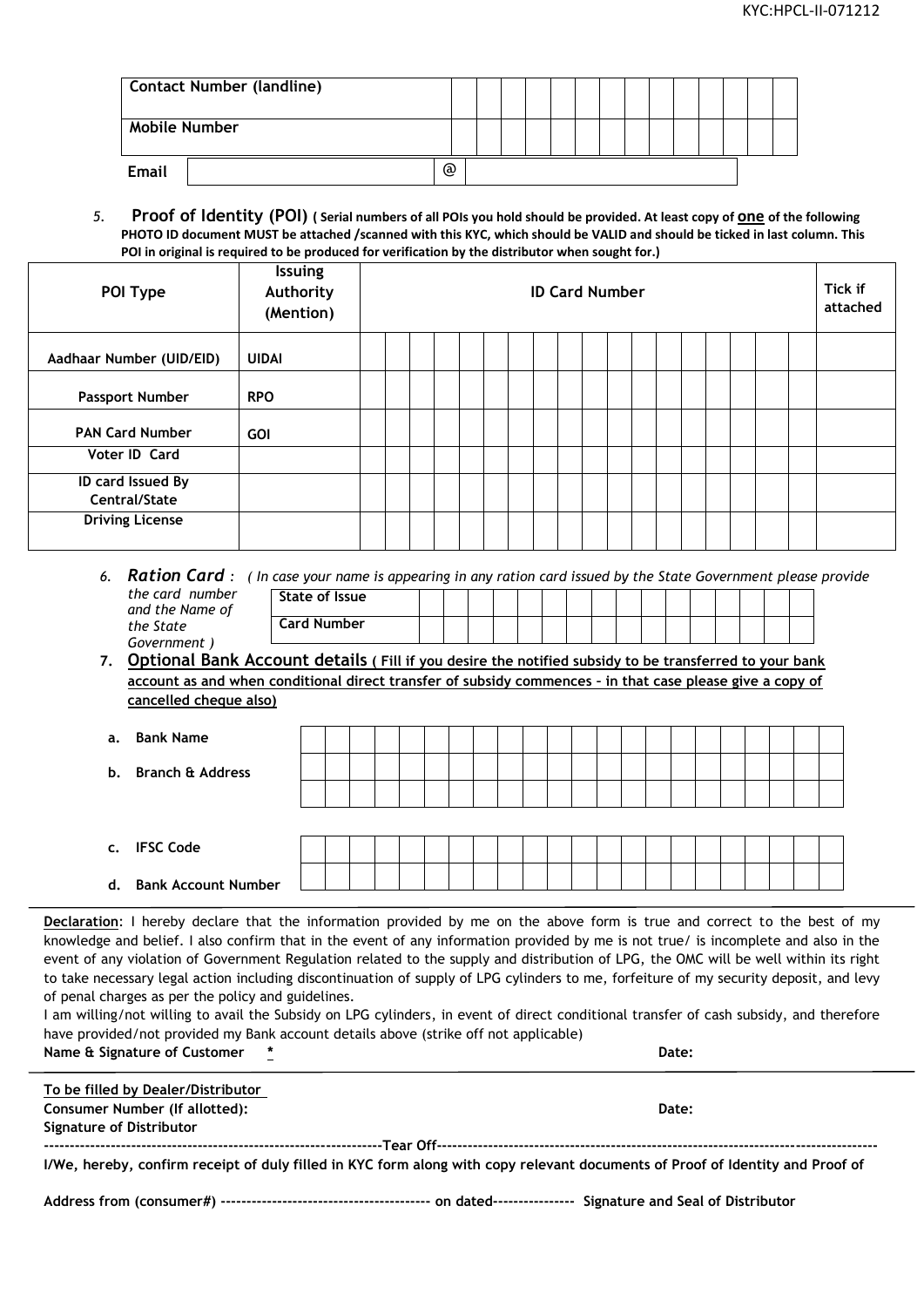| | |
|---|---|
| **Contact Number (landline)** | |
| **Mobile Number** | |
| **Email** | @ |

5. **Proof of Identity (POI)** **( Serial numbers of all POIs you hold should be provided. At least copy of <u>one</u> of the following PHOTO ID document MUST be attached /scanned with this KYC, which should be VALID and should be ticked in last column. This POI in original is required to be produced for verification by the distributor when sought for.)**

| POI Type | Issuing Authority (Mention) | ID Card Number | Tick if attached |
|---|---|---|---|
| Aadhaar Number (UID/EID) | UIDAI | | |
| Passport Number | RPO | | |
| PAN Card Number | GOI | | |
| Voter ID Card | | | |
| ID card Issued By Central/State | | | |
| Driving License | | | |

6. ***Ration Card*** *: ( In case your name is appearing in any ration card issued by the State Government please provide the card number and the Name of the State Government )*

| | |
|---|---|
| **State of Issue** | |
| **Card Number** | |

7. **<u>Optional Bank Account details</u>** **<u>( Fill if you desire the notified subsidy to be transferred to your bank account as and when conditional direct transfer of subsidy commences – in that case please give a copy of cancelled cheque also)</u>**

| | |
|---|---|
| **a. Bank Name** | |
| **b. Branch & Address** | |
| | |
| **c. IFSC Code** | |
| **d. Bank Account Number** | |

**<u>Declaration</u>**: I hereby declare that the information provided by me on the above form is true and correct to the best of my knowledge and belief. I also confirm that in the event of any information provided by me is not true/ is incomplete and also in the event of any violation of Government Regulation related to the supply and distribution of LPG, the OMC will be well within its right to take necessary legal action including discontinuation of supply of LPG cylinders to me, forfeiture of my security deposit, and levy of penal charges as per the policy and guidelines.

I am willing/not willing to avail the Subsidy on LPG cylinders, in event of direct conditional transfer of cash subsidy, and therefore have provided/not provided my Bank account details above (strike off not applicable)

**Name & Signature of Customer** * **Date:**

**<u>To be filled by Dealer/Distributor</u>**

**Consumer Number (If allotted):** **Date:**

**Signature of Distributor**

------------------------------------------------------------------Tear Off------------------------------------------------------------------

**I/We, hereby, confirm receipt of duly filled in KYC form along with copy relevant documents of Proof of Identity and Proof of Address from (consumer#) ---------------------------------------- on dated---------------- Signature and Seal of Distributor**